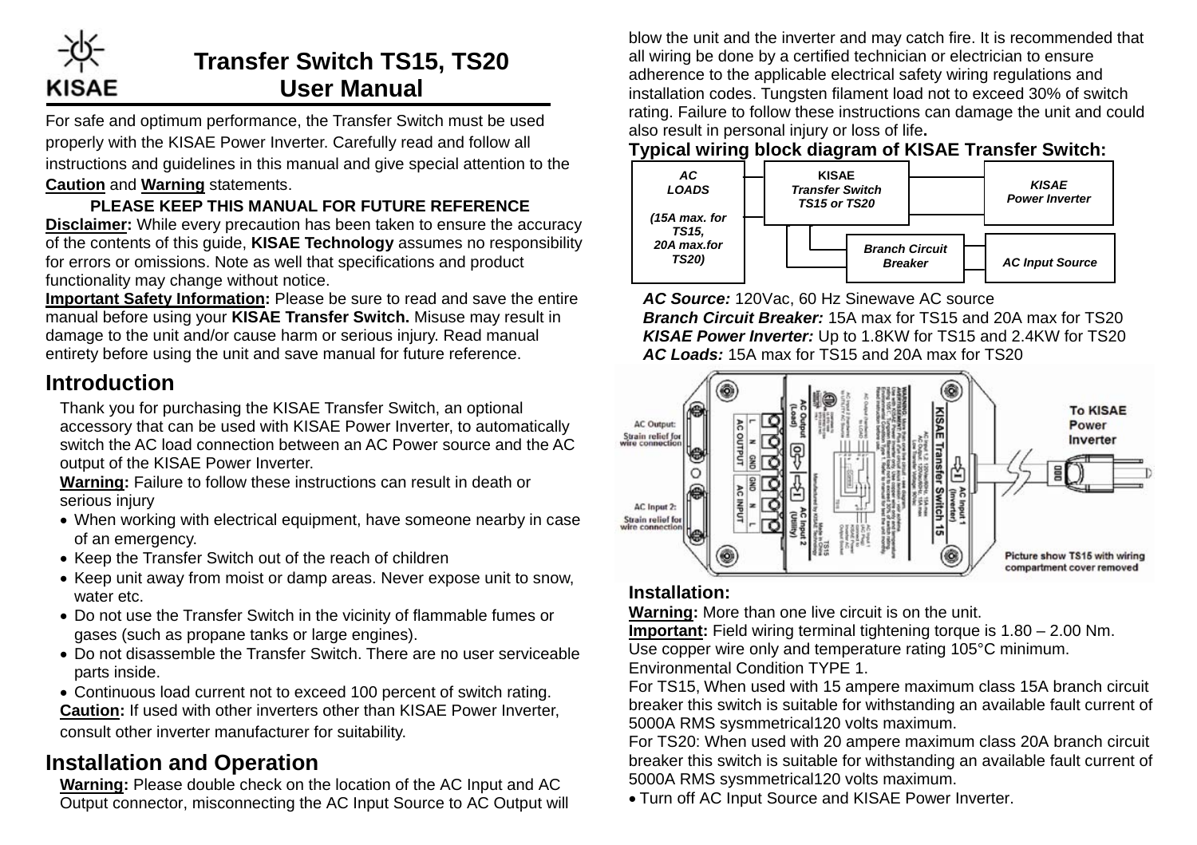# Transfer Switch TS15, TS20 User Manual

KISAE

For safe and optimum performance, the Transfer Switch must be used properly with the KISAE Power Inverter. Carefully read and follow all instructions and guidelines in this manual and give special attention to the **Caution** and **Warning** statements.

**PLEASE KEEP THIS MANUAL FOR FUTURE REFERENCE**

**Disclaimer:** While every precaution has been taken to ensure the accuracy of the contents of this guide, **KISAE Technology** assumes no responsibility for errors or omissions. Note as well that specifications and product functionality may change without notice.

**Important Safety Information:** Please be sure to read and save the entire manual before using your **KISAE Transfer Switch.** Misuse may result in damage to the unit and/or cause harm or serious injury. Read manual entirety before using the unit and save manual for future reference.

## Introduction

Thank you for purchasing the KISAE Transfer Switch, an optional accessory that can be used with KISAE Power Inverter, to automatically switch the AC load connection between an AC Power source and the AC output of the KISAE Power Inverter.

**Warning:** Failure to follow these instructions can result in death or serious injury

- When working with electrical equipment, have someone nearby in case of an emergency.
- Keep the Transfer Switch out of the reach of children
- Keep unit away from moist or damp areas. Never expose unit to snow, water etc.
- Do not use the Transfer Switch in the vicinity of flammable fumes or gases (such as propane tanks or large engines).
- Do not disassemble the Transfer Switch. There are no user serviceable parts inside.
- Continuous load current not to exceed 100 percent of switch rating.

**Caution:** If used with other inverters other than KISAE Power Inverter, consult other inverter manufacturer for suitability.

## Installation and Operation

**Warning:** Please double check on the location of the AC Input and AC Output connector, misconnecting the AC Input Source to AC Output will blow the unit and the inverter and may catch fire. It is recommended that all wiring be done by a certified technician or electrician to ensure adherence to the applicable electrical safety wiring regulations and installation codes. Tungsten filament load not to exceed 30% of switch rating. Failure to follow these instructions can damage the unit and could also result in personal injury or loss of life**.**

### Typical wiring block diagram of KISAE Transfer Switch:

*AC LOADS (15A max. for TS15, 20A max.for TS20)* — **KISAE** *Transfer Switch TS15 or TS20* — *KISAE Power Inverter*

*Branch Circuit Breaker* — *AC Input Source*

***AC Source:*** 120Vac, 60 Hz Sinewave AC source
***Branch Circuit Breaker:*** 15A max for TS15 and 20A max for TS20
***KISAE Power Inverter:*** Up to 1.8KW for TS15 and 2.4KW for TS20
***AC Loads:*** 15A max for TS15 and 20A max for TS20

AC Output: Strain relief for wire connection
AC Input 2: Strain relief for wire connection
To KISAE Power Inverter
Picture show TS15 with wiring compartment cover removed

### Installation:

**Warning:** More than one live circuit is on the unit.
**Important:** Field wiring terminal tightening torque is 1.80 – 2.00 Nm.
Use copper wire only and temperature rating 105°C minimum.
Environmental Condition TYPE 1.
For TS15, When used with 15 ampere maximum class 15A branch circuit breaker this switch is suitable for withstanding an available fault current of 5000A RMS sysmmetrical120 volts maximum.
For TS20: When used with 20 ampere maximum class 20A branch circuit breaker this switch is suitable for withstanding an available fault current of 5000A RMS sysmmetrical120 volts maximum.

- Turn off AC Input Source and KISAE Power Inverter.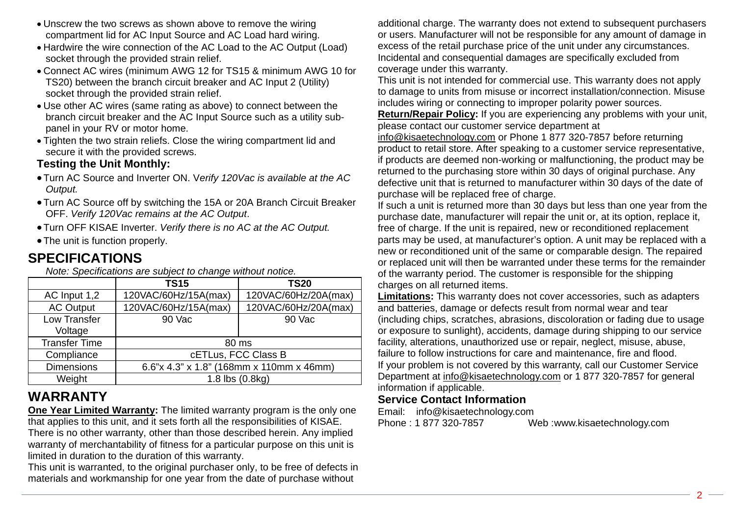- Unscrew the two screws as shown above to remove the wiring compartment lid for AC Input Source and AC Load hard wiring.
- Hardwire the wire connection of the AC Load to the AC Output (Load) socket through the provided strain relief.
- Connect AC wires (minimum AWG 12 for TS15 & minimum AWG 10 for TS20) between the branch circuit breaker and AC Input 2 (Utility) socket through the provided strain relief.
- Use other AC wires (same rating as above) to connect between the branch circuit breaker and the AC Input Source such as a utility sub-panel in your RV or motor home.
- Tighten the two strain reliefs. Close the wiring compartment lid and secure it with the provided screws.

### Testing the Unit Monthly:

- Turn AC Source and Inverter ON. V*erify 120Vac is available at the AC Output.*
- Turn AC Source off by switching the 15A or 20A Branch Circuit Breaker OFF. *Verify 120Vac remains at the AC Output*.
- Turn OFF KISAE Inverter. *Verify there is no AC at the AC Output.*
- The unit is function properly.

## SPECIFICATIONS

*Note: Specifications are subject to change without notice.*

| | TS15 | TS20 |
|---|---|---|
| AC Input 1,2 | 120VAC/60Hz/15A(max) | 120VAC/60Hz/20A(max) |
| AC Output | 120VAC/60Hz/15A(max) | 120VAC/60Hz/20A(max) |
| Low Transfer Voltage | 90 Vac | 90 Vac |
| Transfer Time | 80 ms | |
| Compliance | cETLus, FCC Class B | |
| Dimensions | 6.6"x 4.3" x 1.8" (168mm x 110mm x 46mm) | |
| Weight | 1.8 lbs (0.8kg) | |

## WARRANTY

**One Year Limited Warranty:** The limited warranty program is the only one that applies to this unit, and it sets forth all the responsibilities of KISAE. There is no other warranty, other than those described herein. Any implied warranty of merchantability of fitness for a particular purpose on this unit is limited in duration to the duration of this warranty.

This unit is warranted, to the original purchaser only, to be free of defects in materials and workmanship for one year from the date of purchase without additional charge. The warranty does not extend to subsequent purchasers or users. Manufacturer will not be responsible for any amount of damage in excess of the retail purchase price of the unit under any circumstances. Incidental and consequential damages are specifically excluded from coverage under this warranty.

This unit is not intended for commercial use. This warranty does not apply to damage to units from misuse or incorrect installation/connection. Misuse includes wiring or connecting to improper polarity power sources.

**Return/Repair Policy:** If you are experiencing any problems with your unit, please contact our customer service department at info@kisaetechnology.com or Phone 1 877 320-7857 before returning product to retail store. After speaking to a customer service representative, if products are deemed non-working or malfunctioning, the product may be returned to the purchasing store within 30 days of original purchase. Any defective unit that is returned to manufacturer within 30 days of the date of purchase will be replaced free of charge.

If such a unit is returned more than 30 days but less than one year from the purchase date, manufacturer will repair the unit or, at its option, replace it, free of charge. If the unit is repaired, new or reconditioned replacement parts may be used, at manufacturer's option. A unit may be replaced with a new or reconditioned unit of the same or comparable design. The repaired or replaced unit will then be warranted under these terms for the remainder of the warranty period. The customer is responsible for the shipping charges on all returned items.

**Limitations:** This warranty does not cover accessories, such as adapters and batteries, damage or defects result from normal wear and tear (including chips, scratches, abrasions, discoloration or fading due to usage or exposure to sunlight), accidents, damage during shipping to our service facility, alterations, unauthorized use or repair, neglect, misuse, abuse, failure to follow instructions for care and maintenance, fire and flood.

If your problem is not covered by this warranty, call our Customer Service Department at info@kisaetechnology.com or 1 877 320-7857 for general information if applicable.

### Service Contact Information

Email: info@kisaetechnology.com

Phone : 1 877 320-7857 Web :www.kisaetechnology.com